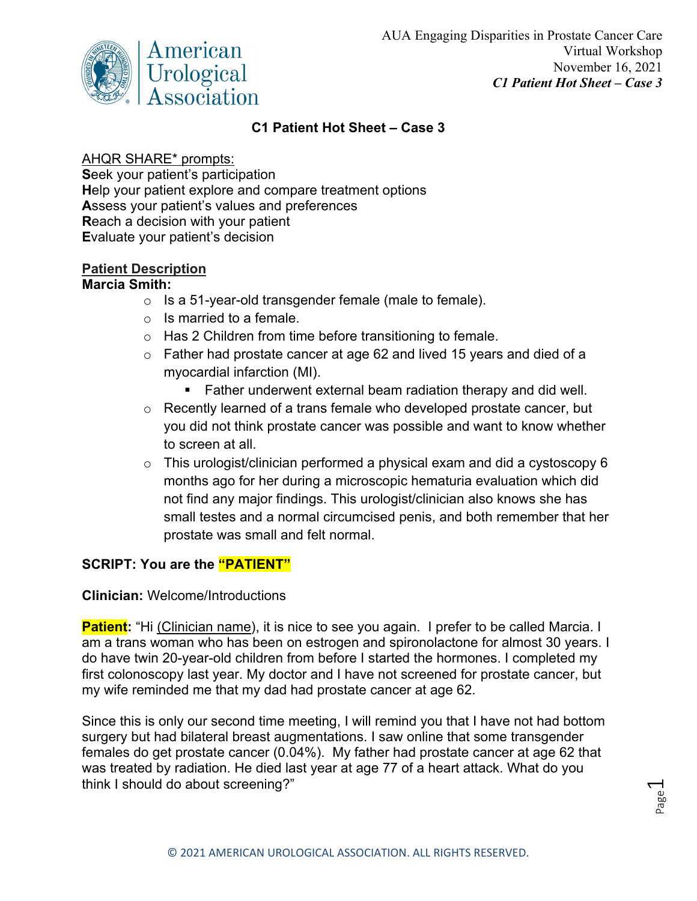# C1 Patient Hot Sheet – Case 3

<u>AHQR SHARE* prompts:</u>

**S**eek your patient's participation
**H**elp your patient explore and compare treatment options
**A**ssess your patient's values and preferences
**R**each a decision with your patient
**E**valuate your patient's decision

**<u>Patient Description</u>**

**Marcia Smith:**

- Is a 51-year-old transgender female (male to female).
- Is married to a female.
- Has 2 Children from time before transitioning to female.
- Father had prostate cancer at age 62 and lived 15 years and died of a myocardial infarction (MI).
  - Father underwent external beam radiation therapy and did well.
- Recently learned of a trans female who developed prostate cancer, but you did not think prostate cancer was possible and want to know whether to screen at all.
- This urologist/clinician performed a physical exam and did a cystoscopy 6 months ago for her during a microscopic hematuria evaluation which did not find any major findings. This urologist/clinician also knows she has small testes and a normal circumcised penis, and both remember that her prostate was small and felt normal.

**SCRIPT: You are the "PATIENT"**

**Clinician:** Welcome/Introductions

**Patient:** "Hi <u>(Clinician name)</u>, it is nice to see you again. I prefer to be called Marcia. I am a trans woman who has been on estrogen and spironolactone for almost 30 years. I do have twin 20-year-old children from before I started the hormones. I completed my first colonoscopy last year. My doctor and I have not screened for prostate cancer, but my wife reminded me that my dad had prostate cancer at age 62.

Since this is only our second time meeting, I will remind you that I have not had bottom surgery but had bilateral breast augmentations. I saw online that some transgender females do get prostate cancer (0.04%). My father had prostate cancer at age 62 that was treated by radiation. He died last year at age 77 of a heart attack. What do you think I should do about screening?"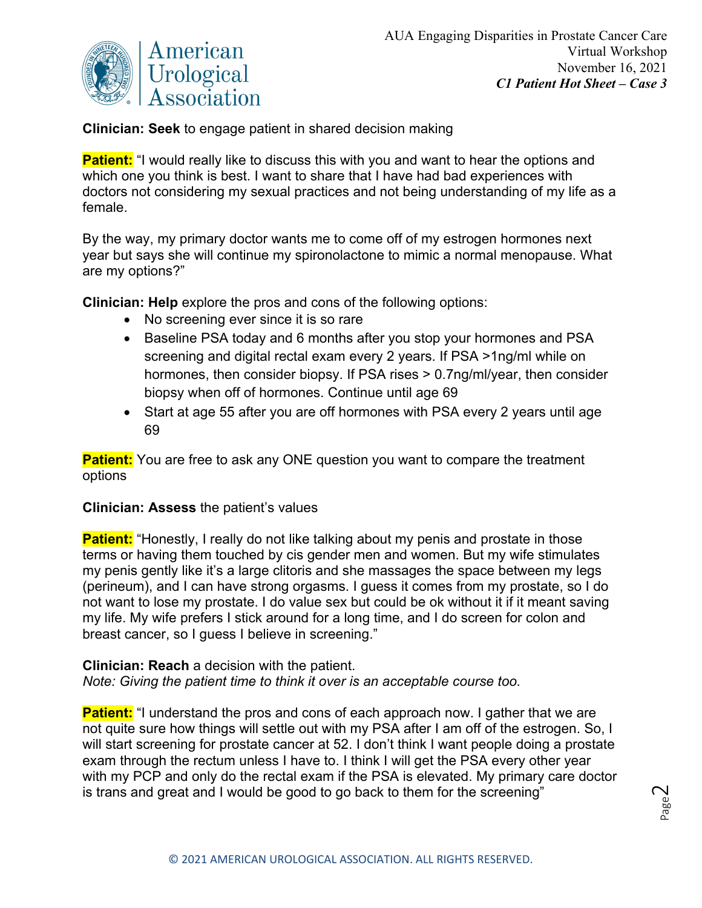**Clinician: Seek** to engage patient in shared decision making

**Patient:** "I would really like to discuss this with you and want to hear the options and which one you think is best. I want to share that I have had bad experiences with doctors not considering my sexual practices and not being understanding of my life as a female.

By the way, my primary doctor wants me to come off of my estrogen hormones next year but says she will continue my spironolactone to mimic a normal menopause. What are my options?"

**Clinician: Help** explore the pros and cons of the following options:

- No screening ever since it is so rare
- Baseline PSA today and 6 months after you stop your hormones and PSA screening and digital rectal exam every 2 years. If PSA >1ng/ml while on hormones, then consider biopsy. If PSA rises > 0.7ng/ml/year, then consider biopsy when off of hormones. Continue until age 69
- Start at age 55 after you are off hormones with PSA every 2 years until age 69

**Patient:** You are free to ask any ONE question you want to compare the treatment options

**Clinician: Assess** the patient's values

**Patient:** "Honestly, I really do not like talking about my penis and prostate in those terms or having them touched by cis gender men and women. But my wife stimulates my penis gently like it's a large clitoris and she massages the space between my legs (perineum), and I can have strong orgasms. I guess it comes from my prostate, so I do not want to lose my prostate. I do value sex but could be ok without it if it meant saving my life. My wife prefers I stick around for a long time, and I do screen for colon and breast cancer, so I guess I believe in screening."

**Clinician: Reach** a decision with the patient.
*Note: Giving the patient time to think it over is an acceptable course too.*

**Patient:** "I understand the pros and cons of each approach now. I gather that we are not quite sure how things will settle out with my PSA after I am off of the estrogen. So, I will start screening for prostate cancer at 52. I don't think I want people doing a prostate exam through the rectum unless I have to. I think I will get the PSA every other year with my PCP and only do the rectal exam if the PSA is elevated. My primary care doctor is trans and great and I would be good to go back to them for the screening"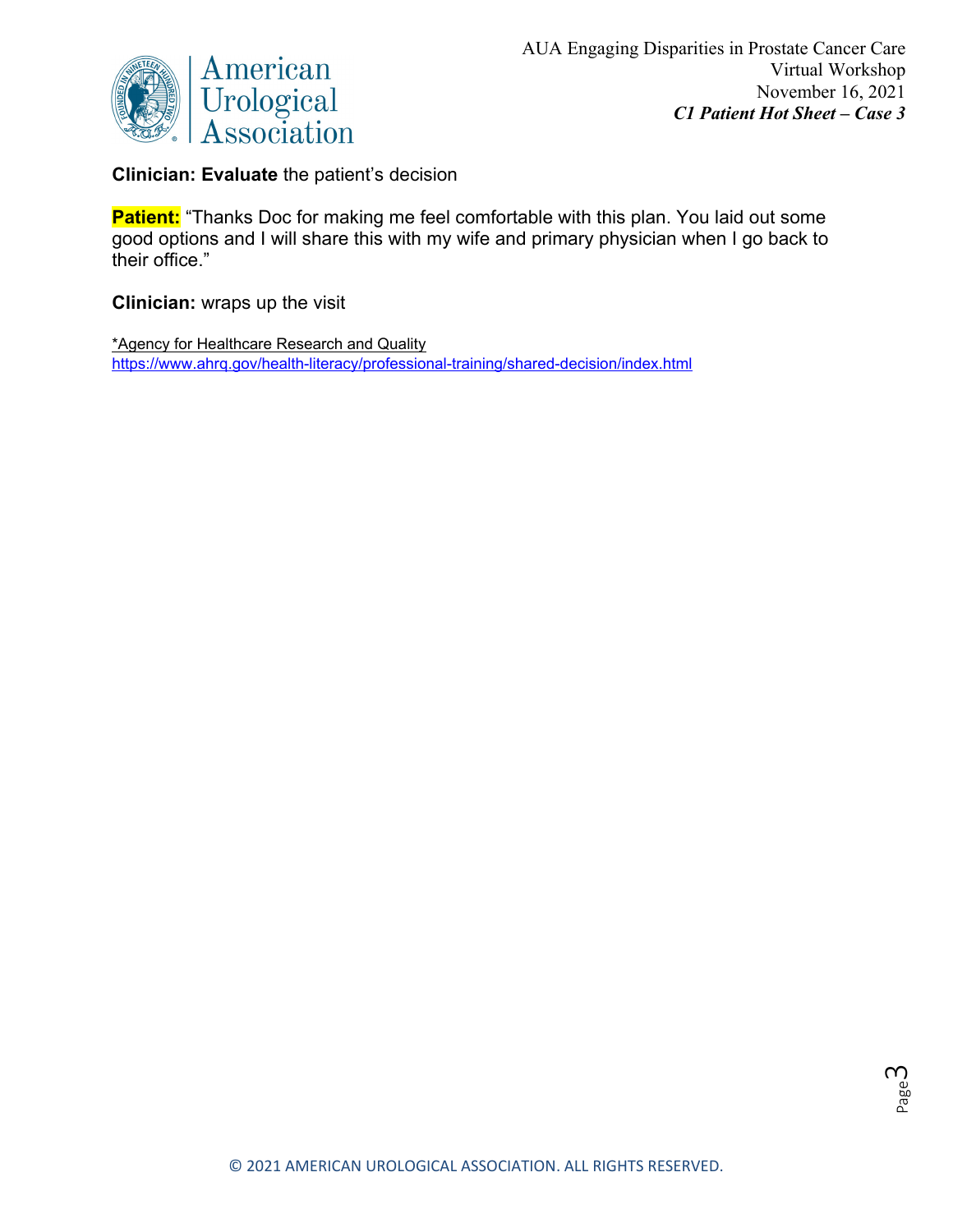**Clinician: Evaluate** the patient's decision

**Patient:** "Thanks Doc for making me feel comfortable with this plan. You laid out some good options and I will share this with my wife and primary physician when I go back to their office."

**Clinician:** wraps up the visit

*Agency for Healthcare Research and Quality
https://www.ahrq.gov/health-literacy/professional-training/shared-decision/index.html